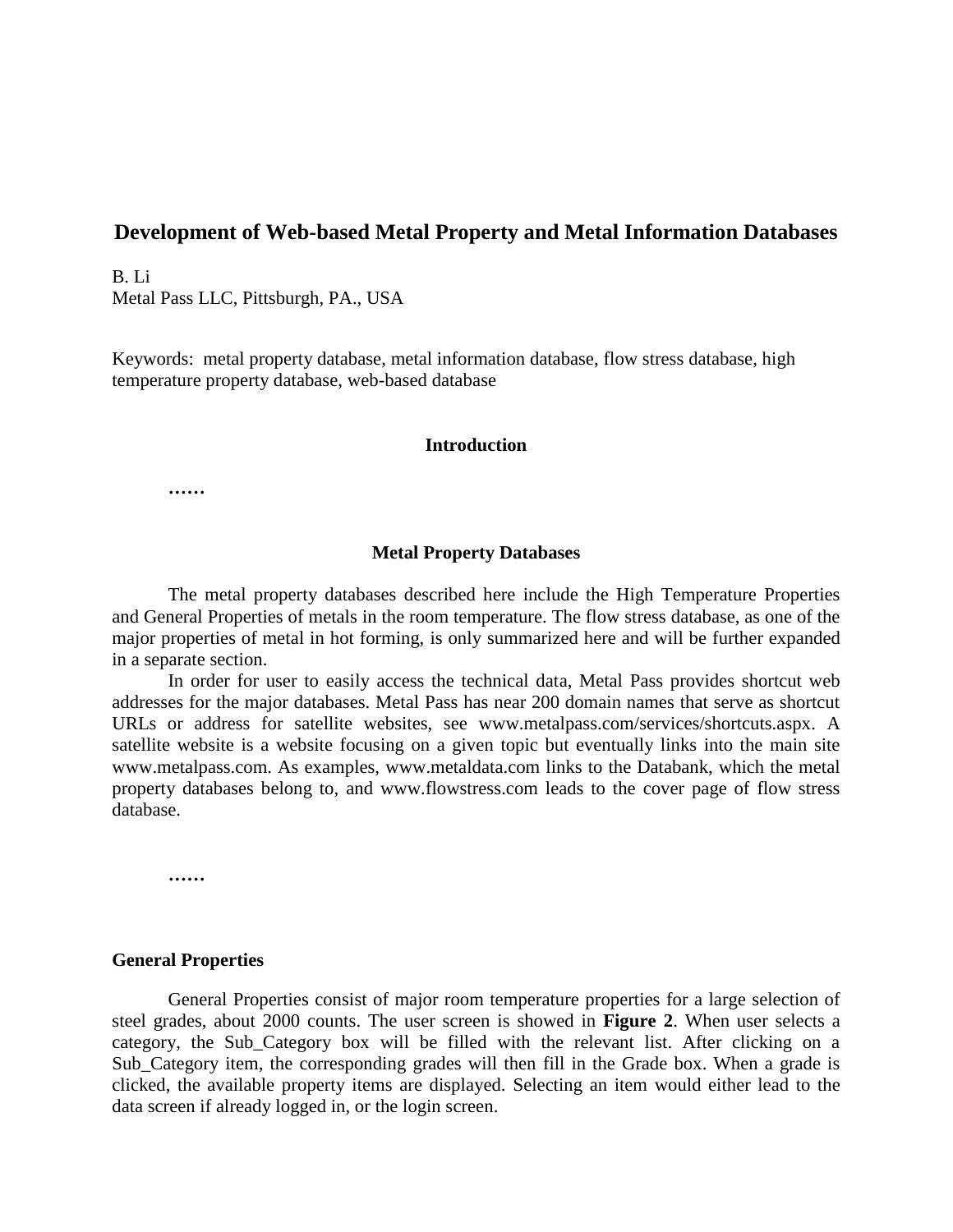# Development of Web-based Metal Property and Metal Information Databases

B. Li
Metal Pass LLC, Pittsburgh, PA., USA

Keywords: metal property database, metal information database, flow stress database, high temperature property database, web-based database

## Introduction

**……**

## Metal Property Databases

The metal property databases described here include the High Temperature Properties and General Properties of metals in the room temperature. The flow stress database, as one of the major properties of metal in hot forming, is only summarized here and will be further expanded in a separate section.

In order for user to easily access the technical data, Metal Pass provides shortcut web addresses for the major databases. Metal Pass has near 200 domain names that serve as shortcut URLs or address for satellite websites, see www.metalpass.com/services/shortcuts.aspx. A satellite website is a website focusing on a given topic but eventually links into the main site www.metalpass.com. As examples, www.metaldata.com links to the Databank, which the metal property databases belong to, and www.flowstress.com leads to the cover page of flow stress database.

**……**

### General Properties

General Properties consist of major room temperature properties for a large selection of steel grades, about 2000 counts. The user screen is showed in **Figure 2**. When user selects a category, the Sub_Category box will be filled with the relevant list. After clicking on a Sub_Category item, the corresponding grades will then fill in the Grade box. When a grade is clicked, the available property items are displayed. Selecting an item would either lead to the data screen if already logged in, or the login screen.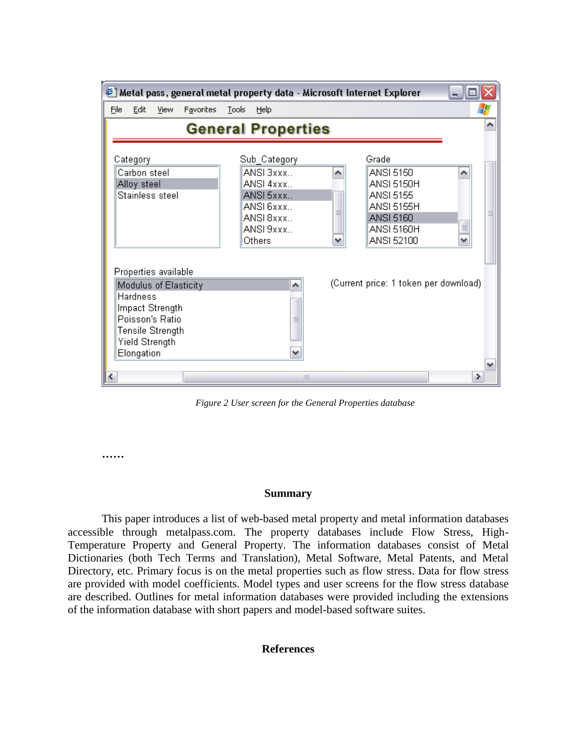*Figure 2 User screen for the General Properties database*

……

## Summary

This paper introduces a list of web-based metal property and metal information databases accessible through metalpass.com. The property databases include Flow Stress, High-Temperature Property and General Property. The information databases consist of Metal Dictionaries (both Tech Terms and Translation), Metal Software, Metal Patents, and Metal Directory, etc. Primary focus is on the metal properties such as flow stress. Data for flow stress are provided with model coefficients. Model types and user screens for the flow stress database are described. Outlines for metal information databases were provided including the extensions of the information database with short papers and model-based software suites.

## References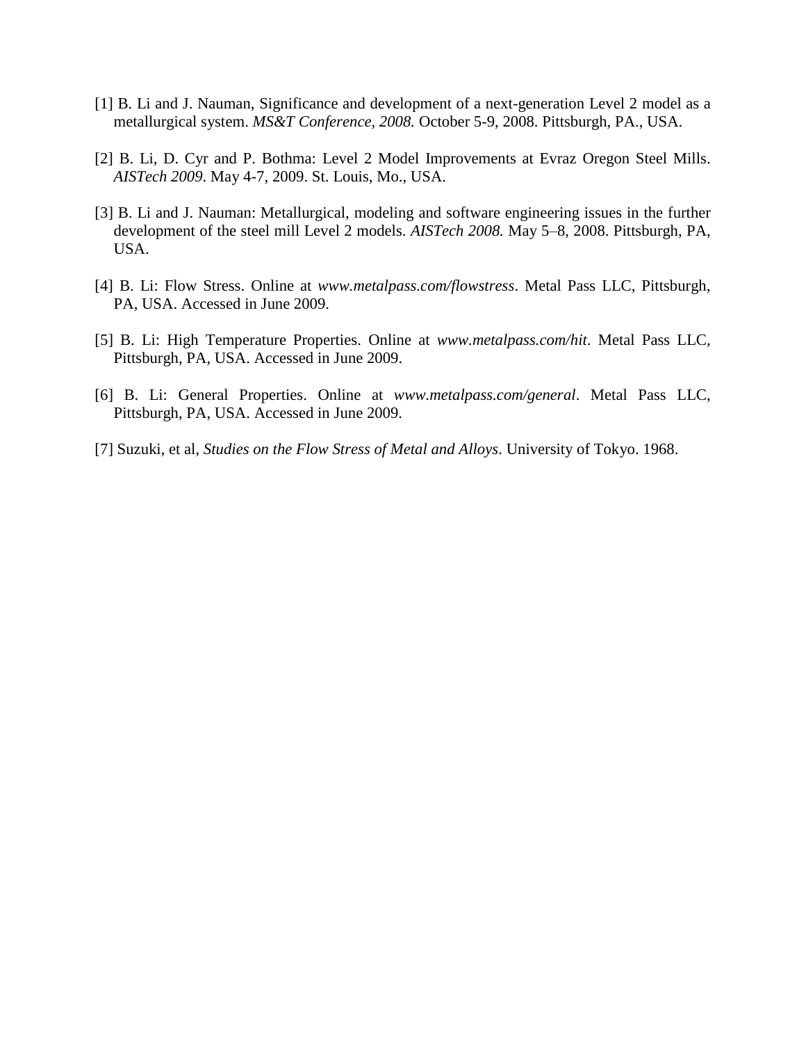[1] B. Li and J. Nauman, Significance and development of a next-generation Level 2 model as a metallurgical system. *MS&T Conference, 2008.* October 5-9, 2008. Pittsburgh, PA., USA.

[2] B. Li, D. Cyr and P. Bothma: Level 2 Model Improvements at Evraz Oregon Steel Mills. *AISTech 2009*. May 4-7, 2009. St. Louis, Mo., USA.

[3] B. Li and J. Nauman: Metallurgical, modeling and software engineering issues in the further development of the steel mill Level 2 models. *AISTech 2008.* May 5–8, 2008. Pittsburgh, PA, USA.

[4] B. Li: Flow Stress. Online at *www.metalpass.com/flowstress*. Metal Pass LLC, Pittsburgh, PA, USA. Accessed in June 2009.

[5] B. Li: High Temperature Properties. Online at *www.metalpass.com/hit*. Metal Pass LLC, Pittsburgh, PA, USA. Accessed in June 2009.

[6] B. Li: General Properties. Online at *www.metalpass.com/general*. Metal Pass LLC, Pittsburgh, PA, USA. Accessed in June 2009.

[7] Suzuki, et al, *Studies on the Flow Stress of Metal and Alloys*. University of Tokyo. 1968.